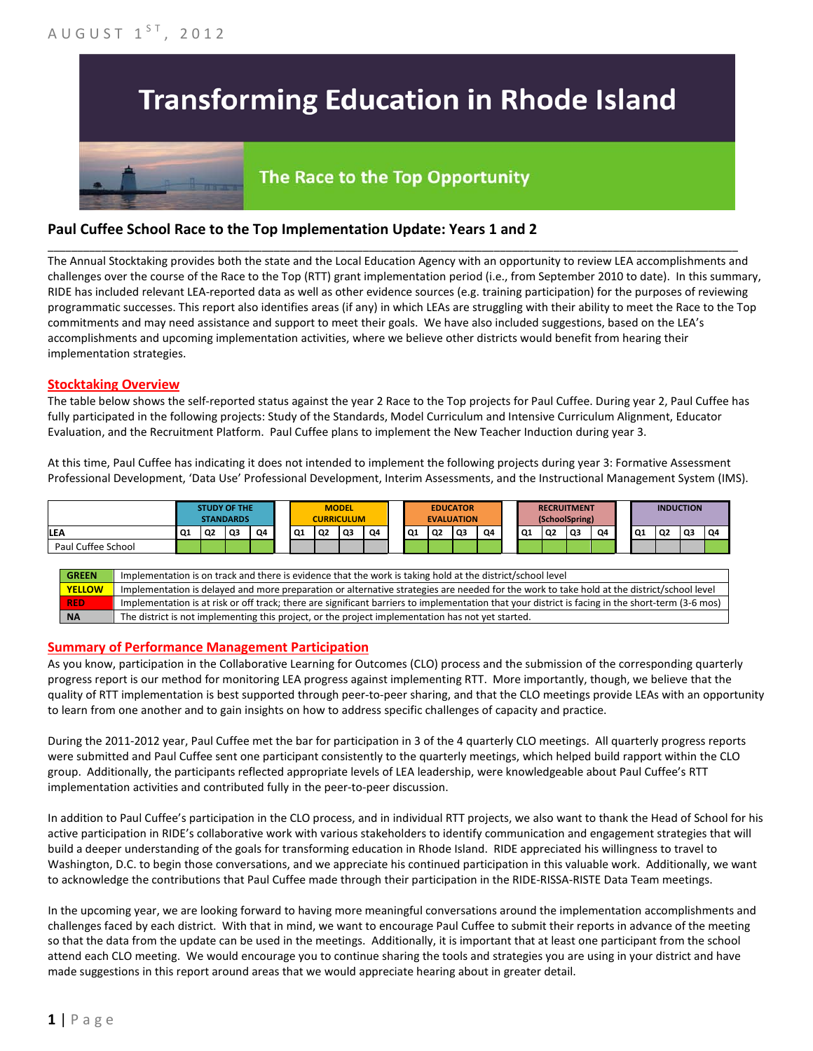AUGUST 1ST, 2012

# Transforming Education in Rhode Island

## The Race to the Top Opportunity

### Paul Cuffee School Race to the Top Implementation Update: Years 1 and 2

The Annual Stocktaking provides both the state and the Local Education Agency with an opportunity to review LEA accomplishments and challenges over the course of the Race to the Top (RTT) grant implementation period (i.e., from September 2010 to date). In this summary, RIDE has included relevant LEA-reported data as well as other evidence sources (e.g. training participation) for the purposes of reviewing programmatic successes. This report also identifies areas (if any) in which LEAs are struggling with their ability to meet the Race to the Top commitments and may need assistance and support to meet their goals. We have also included suggestions, based on the LEA's accomplishments and upcoming implementation activities, where we believe other districts would benefit from hearing their implementation strategies.

## Stocktaking Overview

The table below shows the self-reported status against the year 2 Race to the Top projects for Paul Cuffee. During year 2, Paul Cuffee has fully participated in the following projects: Study of the Standards, Model Curriculum and Intensive Curriculum Alignment, Educator Evaluation, and the Recruitment Platform. Paul Cuffee plans to implement the New Teacher Induction during year 3.

At this time, Paul Cuffee has indicating it does not intended to implement the following projects during year 3: Formative Assessment Professional Development, 'Data Use' Professional Development, Interim Assessments, and the Instructional Management System (IMS).

| | STUDY OF THE STANDARDS | | | | MODEL CURRICULUM | | | | EDUCATOR EVALUATION | | | | RECRUITMENT (SchoolSpring) | | | | INDUCTION | | | |
|---|---|---|---|---|---|---|---|---|---|---|---|---|---|---|---|---|---|---|---|---|
| LEA | Q1 | Q2 | Q3 | Q4 | Q1 | Q2 | Q3 | Q4 | Q1 | Q2 | Q3 | Q4 | Q1 | Q2 | Q3 | Q4 | Q1 | Q2 | Q3 | Q4 |
| Paul Cuffee School | | | | | | | | | | | | | | | | | | | | |

| | |
|---|---|
| GREEN | Implementation is on track and there is evidence that the work is taking hold at the district/school level |
| YELLOW | Implementation is delayed and more preparation or alternative strategies are needed for the work to take hold at the district/school level |
| RED | Implementation is at risk or off track; there are significant barriers to implementation that your district is facing in the short-term (3-6 mos) |
| NA | The district is not implementing this project, or the project implementation has not yet started. |

## Summary of Performance Management Participation

As you know, participation in the Collaborative Learning for Outcomes (CLO) process and the submission of the corresponding quarterly progress report is our method for monitoring LEA progress against implementing RTT. More importantly, though, we believe that the quality of RTT implementation is best supported through peer-to-peer sharing, and that the CLO meetings provide LEAs with an opportunity to learn from one another and to gain insights on how to address specific challenges of capacity and practice.

During the 2011-2012 year, Paul Cuffee met the bar for participation in 3 of the 4 quarterly CLO meetings. All quarterly progress reports were submitted and Paul Cuffee sent one participant consistently to the quarterly meetings, which helped build rapport within the CLO group. Additionally, the participants reflected appropriate levels of LEA leadership, were knowledgeable about Paul Cuffee's RTT implementation activities and contributed fully in the peer-to-peer discussion.

In addition to Paul Cuffee's participation in the CLO process, and in individual RTT projects, we also want to thank the Head of School for his active participation in RIDE's collaborative work with various stakeholders to identify communication and engagement strategies that will build a deeper understanding of the goals for transforming education in Rhode Island. RIDE appreciated his willingness to travel to Washington, D.C. to begin those conversations, and we appreciate his continued participation in this valuable work. Additionally, we want to acknowledge the contributions that Paul Cuffee made through their participation in the RIDE-RISSA-RISTE Data Team meetings.

In the upcoming year, we are looking forward to having more meaningful conversations around the implementation accomplishments and challenges faced by each district. With that in mind, we want to encourage Paul Cuffee to submit their reports in advance of the meeting so that the data from the update can be used in the meetings. Additionally, it is important that at least one participant from the school attend each CLO meeting. We would encourage you to continue sharing the tools and strategies you are using in your district and have made suggestions in this report around areas that we would appreciate hearing about in greater detail.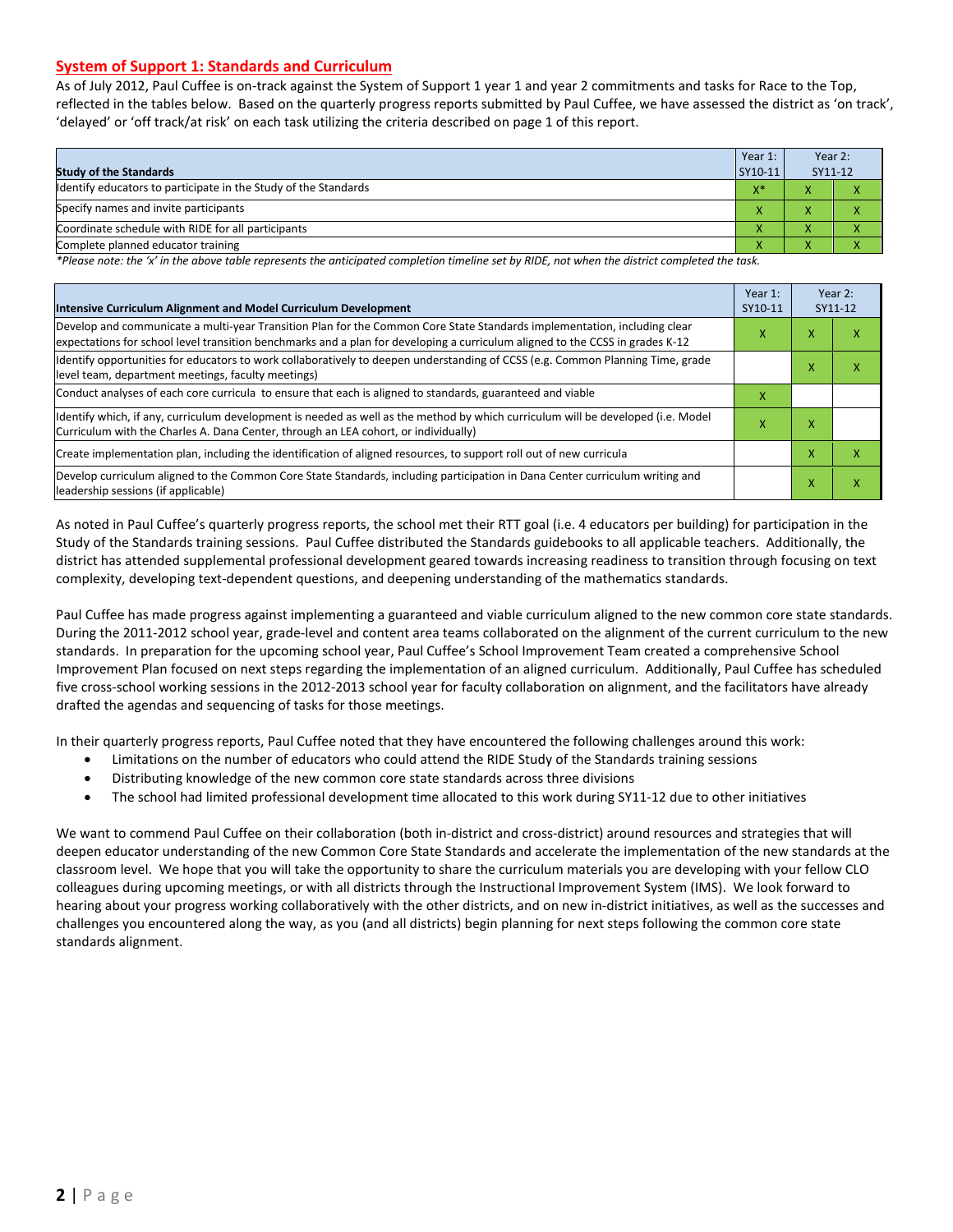## System of Support 1: Standards and Curriculum

As of July 2012, Paul Cuffee is on-track against the System of Support 1 year 1 and year 2 commitments and tasks for Race to the Top, reflected in the tables below. Based on the quarterly progress reports submitted by Paul Cuffee, we have assessed the district as 'on track', 'delayed' or 'off track/at risk' on each task utilizing the criteria described on page 1 of this report.

| Study of the Standards | Year 1: SY10-11 | Year 2: SY11-12 | |
|---|---|---|---|
| Identify educators to participate in the Study of the Standards | X* | X | X |
| Specify names and invite participants | X | X | X |
| Coordinate schedule with RIDE for all participants | X | X | X |
| Complete planned educator training | X | X | X |

*Please note: the 'x' in the above table represents the anticipated completion timeline set by RIDE, not when the district completed the task.*

| Intensive Curriculum Alignment and Model Curriculum Development | Year 1: SY10-11 | Year 2: SY11-12 | |
|---|---|---|---|
| Develop and communicate a multi-year Transition Plan for the Common Core State Standards implementation, including clear expectations for school level transition benchmarks and a plan for developing a curriculum aligned to the CCSS in grades K-12 | X | X | X |
| Identify opportunities for educators to work collaboratively to deepen understanding of CCSS (e.g. Common Planning Time, grade level team, department meetings, faculty meetings) | | X | X |
| Conduct analyses of each core curricula to ensure that each is aligned to standards, guaranteed and viable | X | | |
| Identify which, if any, curriculum development is needed as well as the method by which curriculum will be developed (i.e. Model Curriculum with the Charles A. Dana Center, through an LEA cohort, or individually) | X | X | |
| Create implementation plan, including the identification of aligned resources, to support roll out of new curricula | | X | X |
| Develop curriculum aligned to the Common Core State Standards, including participation in Dana Center curriculum writing and leadership sessions (if applicable) | | X | X |

As noted in Paul Cuffee's quarterly progress reports, the school met their RTT goal (i.e. 4 educators per building) for participation in the Study of the Standards training sessions. Paul Cuffee distributed the Standards guidebooks to all applicable teachers. Additionally, the district has attended supplemental professional development geared towards increasing readiness to transition through focusing on text complexity, developing text-dependent questions, and deepening understanding of the mathematics standards.

Paul Cuffee has made progress against implementing a guaranteed and viable curriculum aligned to the new common core state standards. During the 2011-2012 school year, grade-level and content area teams collaborated on the alignment of the current curriculum to the new standards. In preparation for the upcoming school year, Paul Cuffee's School Improvement Team created a comprehensive School Improvement Plan focused on next steps regarding the implementation of an aligned curriculum. Additionally, Paul Cuffee has scheduled five cross-school working sessions in the 2012-2013 school year for faculty collaboration on alignment, and the facilitators have already drafted the agendas and sequencing of tasks for those meetings.

In their quarterly progress reports, Paul Cuffee noted that they have encountered the following challenges around this work:

- Limitations on the number of educators who could attend the RIDE Study of the Standards training sessions
- Distributing knowledge of the new common core state standards across three divisions
- The school had limited professional development time allocated to this work during SY11-12 due to other initiatives

We want to commend Paul Cuffee on their collaboration (both in-district and cross-district) around resources and strategies that will deepen educator understanding of the new Common Core State Standards and accelerate the implementation of the new standards at the classroom level. We hope that you will take the opportunity to share the curriculum materials you are developing with your fellow CLO colleagues during upcoming meetings, or with all districts through the Instructional Improvement System (IMS). We look forward to hearing about your progress working collaboratively with the other districts, and on new in-district initiatives, as well as the successes and challenges you encountered along the way, as you (and all districts) begin planning for next steps following the common core state standards alignment.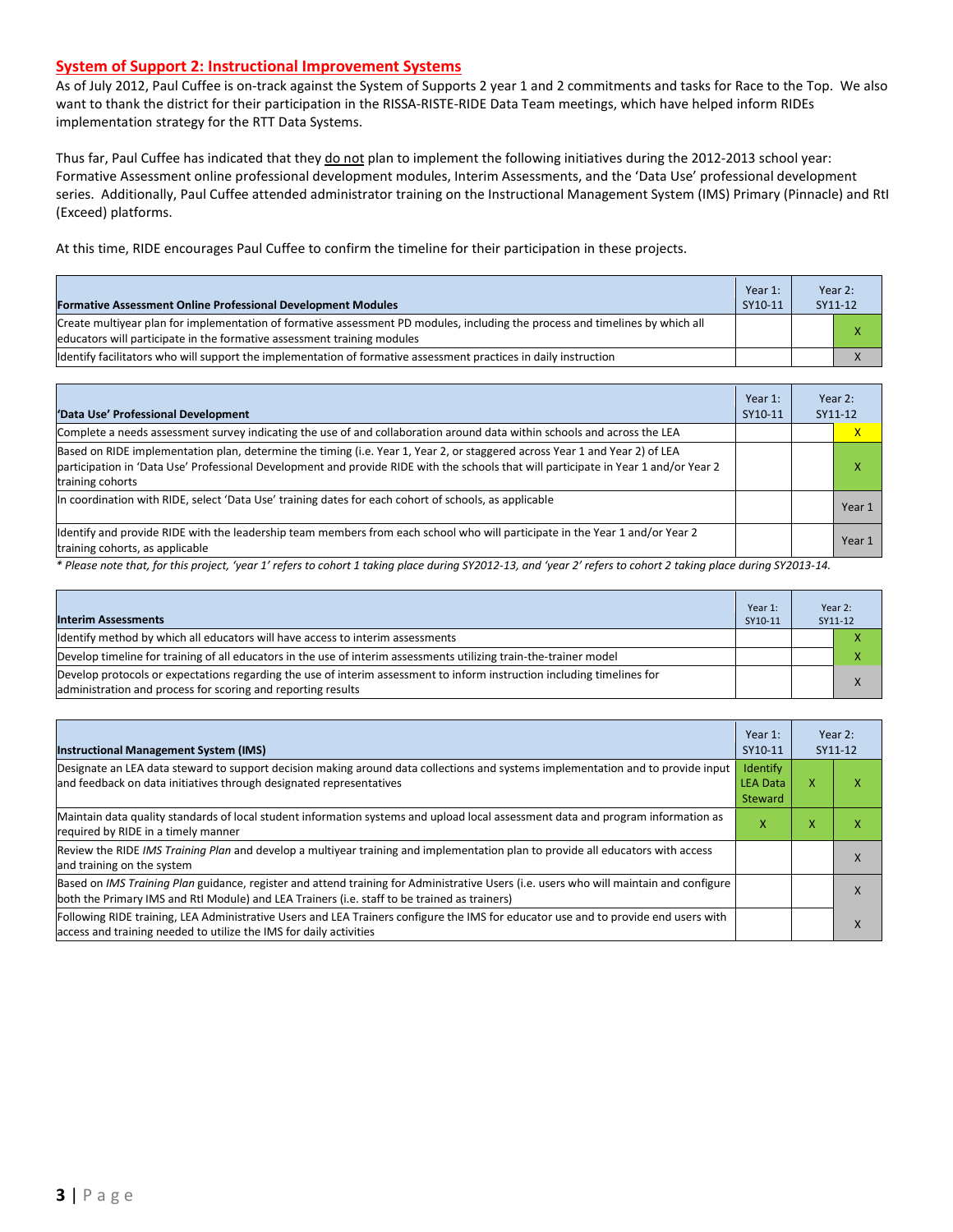## System of Support 2: Instructional Improvement Systems

As of July 2012, Paul Cuffee is on-track against the System of Supports 2 year 1 and 2 commitments and tasks for Race to the Top. We also want to thank the district for their participation in the RISSA-RISTE-RIDE Data Team meetings, which have helped inform RIDEs implementation strategy for the RTT Data Systems.

Thus far, Paul Cuffee has indicated that they do not plan to implement the following initiatives during the 2012-2013 school year: Formative Assessment online professional development modules, Interim Assessments, and the 'Data Use' professional development series. Additionally, Paul Cuffee attended administrator training on the Instructional Management System (IMS) Primary (Pinnacle) and RtI (Exceed) platforms.

At this time, RIDE encourages Paul Cuffee to confirm the timeline for their participation in these projects.

| Formative Assessment Online Professional Development Modules | Year 1: SY10-11 | Year 2: SY11-12 | |
|---|---|---|---|
| Create multiyear plan for implementation of formative assessment PD modules, including the process and timelines by which all educators will participate in the formative assessment training modules | | | X |
| Identify facilitators who will support the implementation of formative assessment practices in daily instruction | | | X |

| 'Data Use' Professional Development | Year 1: SY10-11 | Year 2: SY11-12 | |
|---|---|---|---|
| Complete a needs assessment survey indicating the use of and collaboration around data within schools and across the LEA | | | X |
| Based on RIDE implementation plan, determine the timing (i.e. Year 1, Year 2, or staggered across Year 1 and Year 2) of LEA participation in 'Data Use' Professional Development and provide RIDE with the schools that will participate in Year 1 and/or Year 2 training cohorts | | | X |
| In coordination with RIDE, select 'Data Use' training dates for each cohort of schools, as applicable | | | Year 1 |
| Identify and provide RIDE with the leadership team members from each school who will participate in the Year 1 and/or Year 2 training cohorts, as applicable | | | Year 1 |

*\* Please note that, for this project, 'year 1' refers to cohort 1 taking place during SY2012-13, and 'year 2' refers to cohort 2 taking place during SY2013-14.*

| Interim Assessments | Year 1: SY10-11 | Year 2: SY11-12 | |
|---|---|---|---|
| Identify method by which all educators will have access to interim assessments | | | X |
| Develop timeline for training of all educators in the use of interim assessments utilizing train-the-trainer model | | | X |
| Develop protocols or expectations regarding the use of interim assessment to inform instruction including timelines for administration and process for scoring and reporting results | | | X |

| Instructional Management System (IMS) | Year 1: SY10-11 | Year 2: SY11-12 | |
|---|---|---|---|
| Designate an LEA data steward to support decision making around data collections and systems implementation and to provide input and feedback on data initiatives through designated representatives | Identify LEA Data Steward | X | X |
| Maintain data quality standards of local student information systems and upload local assessment data and program information as required by RIDE in a timely manner | X | X | X |
| Review the RIDE *IMS Training Plan* and develop a multiyear training and implementation plan to provide all educators with access and training on the system | | | X |
| Based on *IMS Training Plan* guidance, register and attend training for Administrative Users (i.e. users who will maintain and configure both the Primary IMS and RtI Module) and LEA Trainers (i.e. staff to be trained as trainers) | | | X |
| Following RIDE training, LEA Administrative Users and LEA Trainers configure the IMS for educator use and to provide end users with access and training needed to utilize the IMS for daily activities | | | X |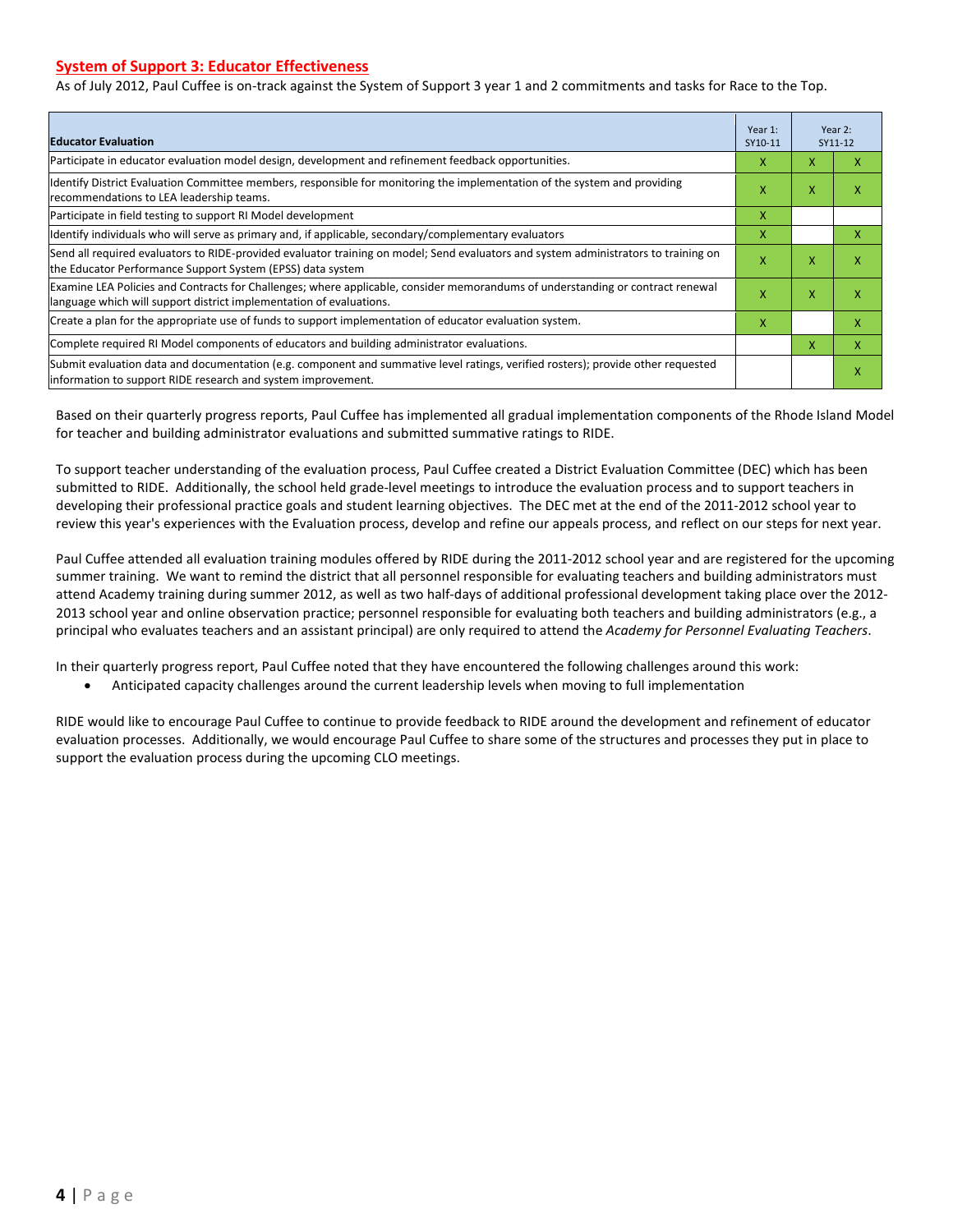## System of Support 3: Educator Effectiveness

As of July 2012, Paul Cuffee is on-track against the System of Support 3 year 1 and 2 commitments and tasks for Race to the Top.

| Educator Evaluation | Year 1: SY10-11 | Year 2: SY11-12 | |
|---|---|---|---|
| Participate in educator evaluation model design, development and refinement feedback opportunities. | X | X | X |
| Identify District Evaluation Committee members, responsible for monitoring the implementation of the system and providing recommendations to LEA leadership teams. | X | X | X |
| Participate in field testing to support RI Model development | X | | |
| Identify individuals who will serve as primary and, if applicable, secondary/complementary evaluators | X | | X |
| Send all required evaluators to RIDE-provided evaluator training on model; Send evaluators and system administrators to training on the Educator Performance Support System (EPSS) data system | X | X | X |
| Examine LEA Policies and Contracts for Challenges; where applicable, consider memorandums of understanding or contract renewal language which will support district implementation of evaluations. | X | X | X |
| Create a plan for the appropriate use of funds to support implementation of educator evaluation system. | X | | X |
| Complete required RI Model components of educators and building administrator evaluations. | | X | X |
| Submit evaluation data and documentation (e.g. component and summative level ratings, verified rosters); provide other requested information to support RIDE research and system improvement. | | | X |

Based on their quarterly progress reports, Paul Cuffee has implemented all gradual implementation components of the Rhode Island Model for teacher and building administrator evaluations and submitted summative ratings to RIDE.

To support teacher understanding of the evaluation process, Paul Cuffee created a District Evaluation Committee (DEC) which has been submitted to RIDE. Additionally, the school held grade-level meetings to introduce the evaluation process and to support teachers in developing their professional practice goals and student learning objectives. The DEC met at the end of the 2011-2012 school year to review this year's experiences with the Evaluation process, develop and refine our appeals process, and reflect on our steps for next year.

Paul Cuffee attended all evaluation training modules offered by RIDE during the 2011-2012 school year and are registered for the upcoming summer training. We want to remind the district that all personnel responsible for evaluating teachers and building administrators must attend Academy training during summer 2012, as well as two half-days of additional professional development taking place over the 2012-2013 school year and online observation practice; personnel responsible for evaluating both teachers and building administrators (e.g., a principal who evaluates teachers and an assistant principal) are only required to attend the *Academy for Personnel Evaluating Teachers*.

In their quarterly progress report, Paul Cuffee noted that they have encountered the following challenges around this work:

- Anticipated capacity challenges around the current leadership levels when moving to full implementation

RIDE would like to encourage Paul Cuffee to continue to provide feedback to RIDE around the development and refinement of educator evaluation processes. Additionally, we would encourage Paul Cuffee to share some of the structures and processes they put in place to support the evaluation process during the upcoming CLO meetings.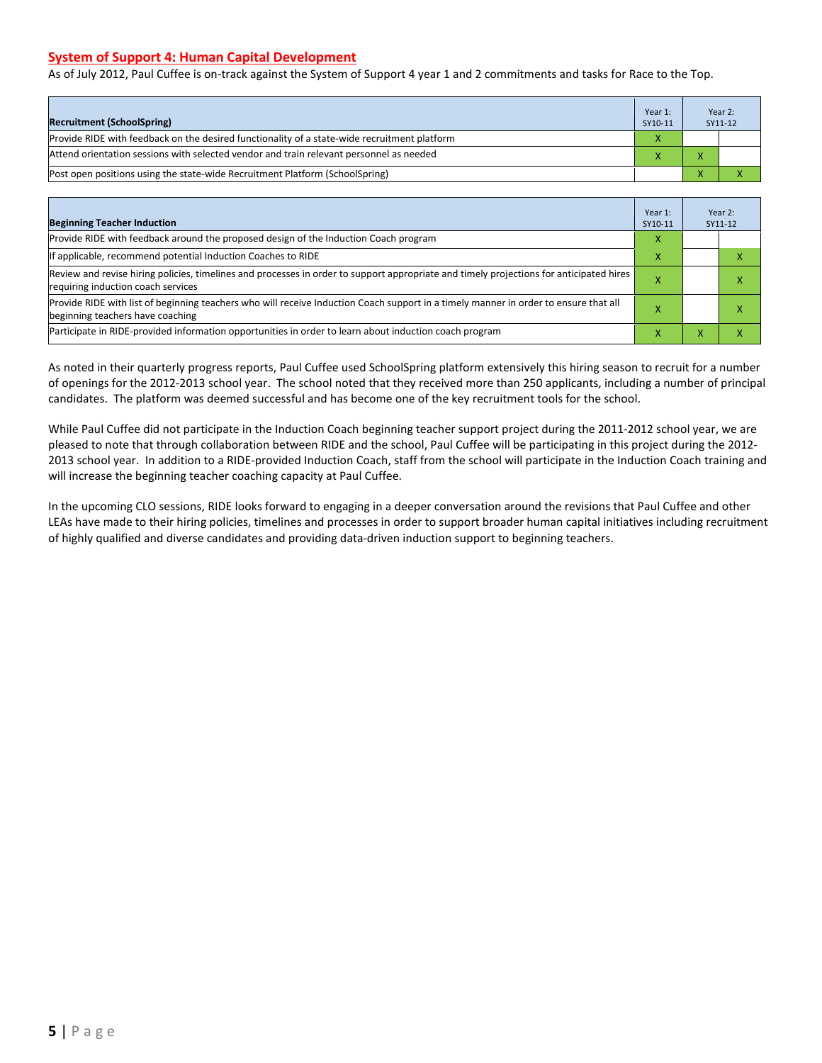## System of Support 4: Human Capital Development

As of July 2012, Paul Cuffee is on-track against the System of Support 4 year 1 and 2 commitments and tasks for Race to the Top.

| Recruitment (SchoolSpring) | Year 1: SY10-11 | Year 2: SY11-12 | |
|---|---|---|---|
| Provide RIDE with feedback on the desired functionality of a state-wide recruitment platform | X | | |
| Attend orientation sessions with selected vendor and train relevant personnel as needed | X | X | |
| Post open positions using the state-wide Recruitment Platform (SchoolSpring) | | X | X |

| Beginning Teacher Induction | Year 1: SY10-11 | Year 2: SY11-12 | |
|---|---|---|---|
| Provide RIDE with feedback around the proposed design of the Induction Coach program | X | | |
| If applicable, recommend potential Induction Coaches to RIDE | X | | X |
| Review and revise hiring policies, timelines and processes in order to support appropriate and timely projections for anticipated hires requiring induction coach services | X | | X |
| Provide RIDE with list of beginning teachers who will receive Induction Coach support in a timely manner in order to ensure that all beginning teachers have coaching | X | | X |
| Participate in RIDE-provided information opportunities in order to learn about induction coach program | X | X | X |

As noted in their quarterly progress reports, Paul Cuffee used SchoolSpring platform extensively this hiring season to recruit for a number of openings for the 2012-2013 school year. The school noted that they received more than 250 applicants, including a number of principal candidates. The platform was deemed successful and has become one of the key recruitment tools for the school.

While Paul Cuffee did not participate in the Induction Coach beginning teacher support project during the 2011-2012 school year, we are pleased to note that through collaboration between RIDE and the school, Paul Cuffee will be participating in this project during the 2012-2013 school year. In addition to a RIDE-provided Induction Coach, staff from the school will participate in the Induction Coach training and will increase the beginning teacher coaching capacity at Paul Cuffee.

In the upcoming CLO sessions, RIDE looks forward to engaging in a deeper conversation around the revisions that Paul Cuffee and other LEAs have made to their hiring policies, timelines and processes in order to support broader human capital initiatives including recruitment of highly qualified and diverse candidates and providing data-driven induction support to beginning teachers.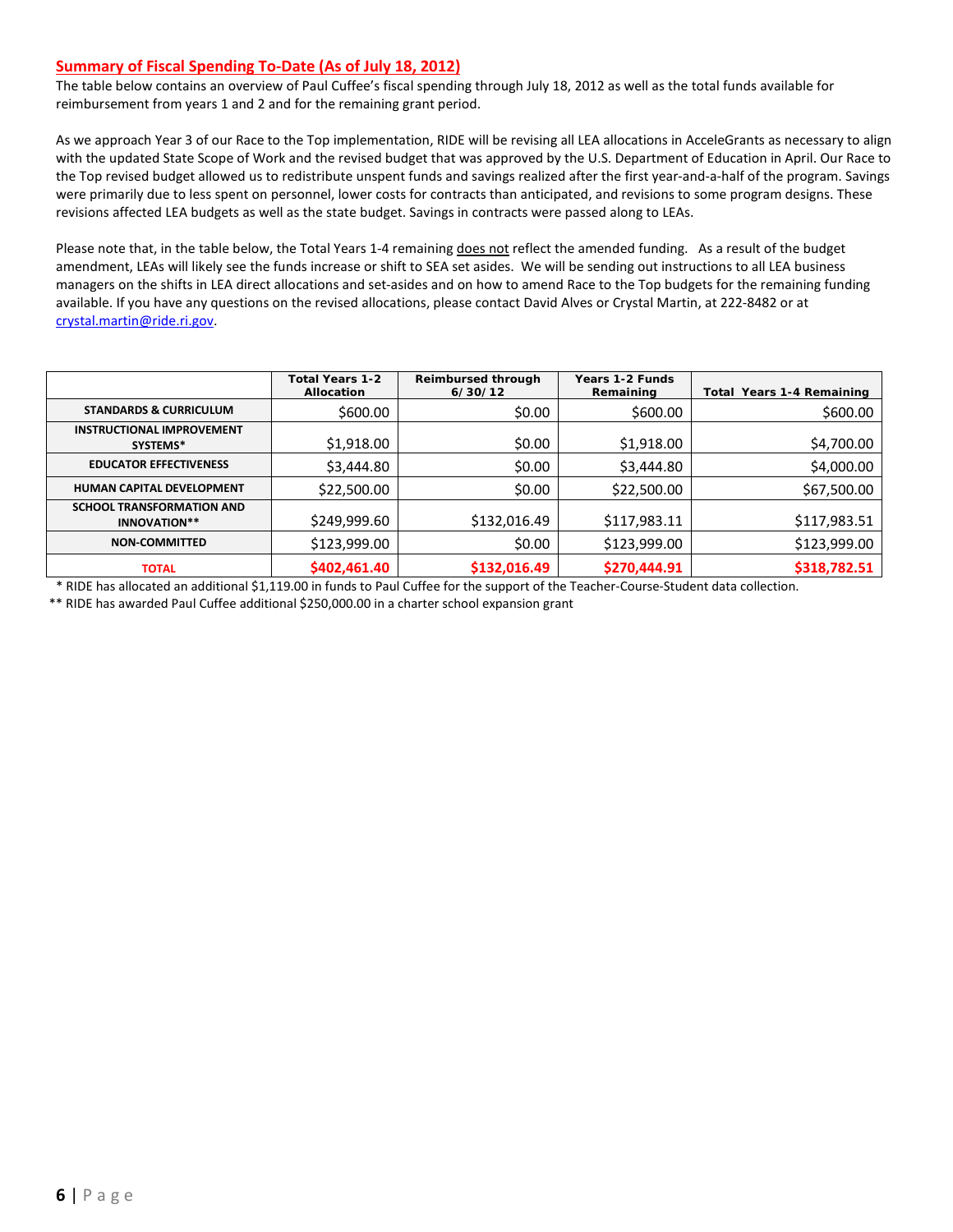## Summary of Fiscal Spending To-Date (As of July 18, 2012)

The table below contains an overview of Paul Cuffee's fiscal spending through July 18, 2012 as well as the total funds available for reimbursement from years 1 and 2 and for the remaining grant period.

As we approach Year 3 of our Race to the Top implementation, RIDE will be revising all LEA allocations in AcceleGrants as necessary to align with the updated State Scope of Work and the revised budget that was approved by the U.S. Department of Education in April. Our Race to the Top revised budget allowed us to redistribute unspent funds and savings realized after the first year-and-a-half of the program. Savings were primarily due to less spent on personnel, lower costs for contracts than anticipated, and revisions to some program designs. These revisions affected LEA budgets as well as the state budget. Savings in contracts were passed along to LEAs.

Please note that, in the table below, the Total Years 1-4 remaining does not reflect the amended funding. As a result of the budget amendment, LEAs will likely see the funds increase or shift to SEA set asides. We will be sending out instructions to all LEA business managers on the shifts in LEA direct allocations and set-asides and on how to amend Race to the Top budgets for the remaining funding available. If you have any questions on the revised allocations, please contact David Alves or Crystal Martin, at 222-8482 or at crystal.martin@ride.ri.gov.

| | Total Years 1-2 Allocation | Reimbursed through 6/30/12 | Years 1-2 Funds Remaining | Total Years 1-4 Remaining |
|---|---|---|---|---|
| **STANDARDS & CURRICULUM** | $600.00 | $0.00 | $600.00 | $600.00 |
| **INSTRUCTIONAL IMPROVEMENT SYSTEMS*** | $1,918.00 | $0.00 | $1,918.00 | $4,700.00 |
| **EDUCATOR EFFECTIVENESS** | $3,444.80 | $0.00 | $3,444.80 | $4,000.00 |
| **HUMAN CAPITAL DEVELOPMENT** | $22,500.00 | $0.00 | $22,500.00 | $67,500.00 |
| **SCHOOL TRANSFORMATION AND INNOVATION**** | $249,999.60 | $132,016.49 | $117,983.11 | $117,983.51 |
| **NON-COMMITTED** | $123,999.00 | $0.00 | $123,999.00 | $123,999.00 |
| **TOTAL** | **$402,461.40** | **$132,016.49** | **$270,444.91** | **$318,782.51** |

\* RIDE has allocated an additional $1,119.00 in funds to Paul Cuffee for the support of the Teacher-Course-Student data collection.

** RIDE has awarded Paul Cuffee additional $250,000.00 in a charter school expansion grant